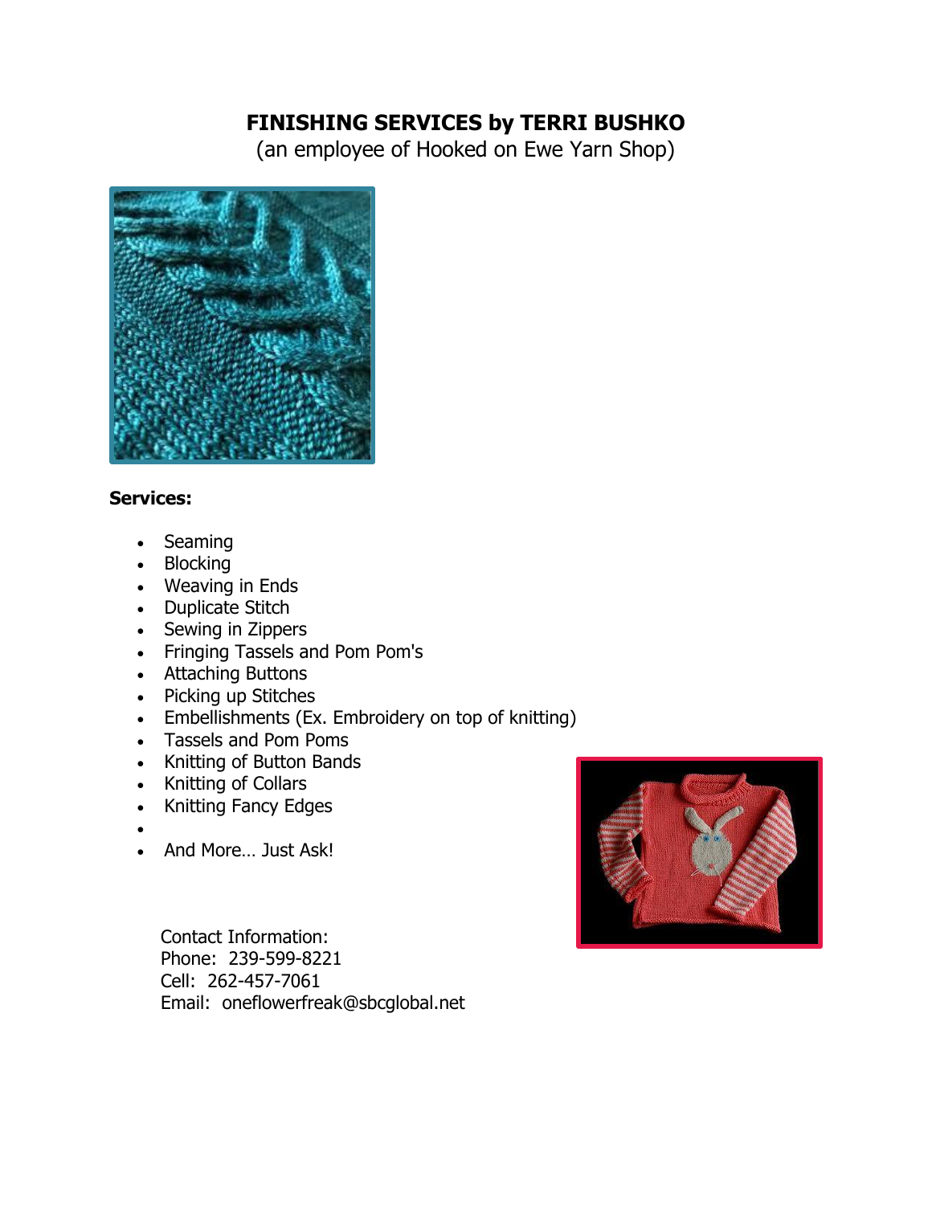# FINISHING SERVICES by TERRI BUSHKO

(an employee of Hooked on Ewe Yarn Shop)

**Services:**

- Seaming
- Blocking
- Weaving in Ends
- Duplicate Stitch
- Sewing in Zippers
- Fringing Tassels and Pom Pom's
- Attaching Buttons
- Picking up Stitches
- Embellishments (Ex. Embroidery on top of knitting)
- Tassels and Pom Poms
- Knitting of Button Bands
- Knitting of Collars
- Knitting Fancy Edges
- And More… Just Ask!

Contact Information:
Phone: 239-599-8221
Cell: 262-457-7061
Email: oneflowerfreak@sbcglobal.net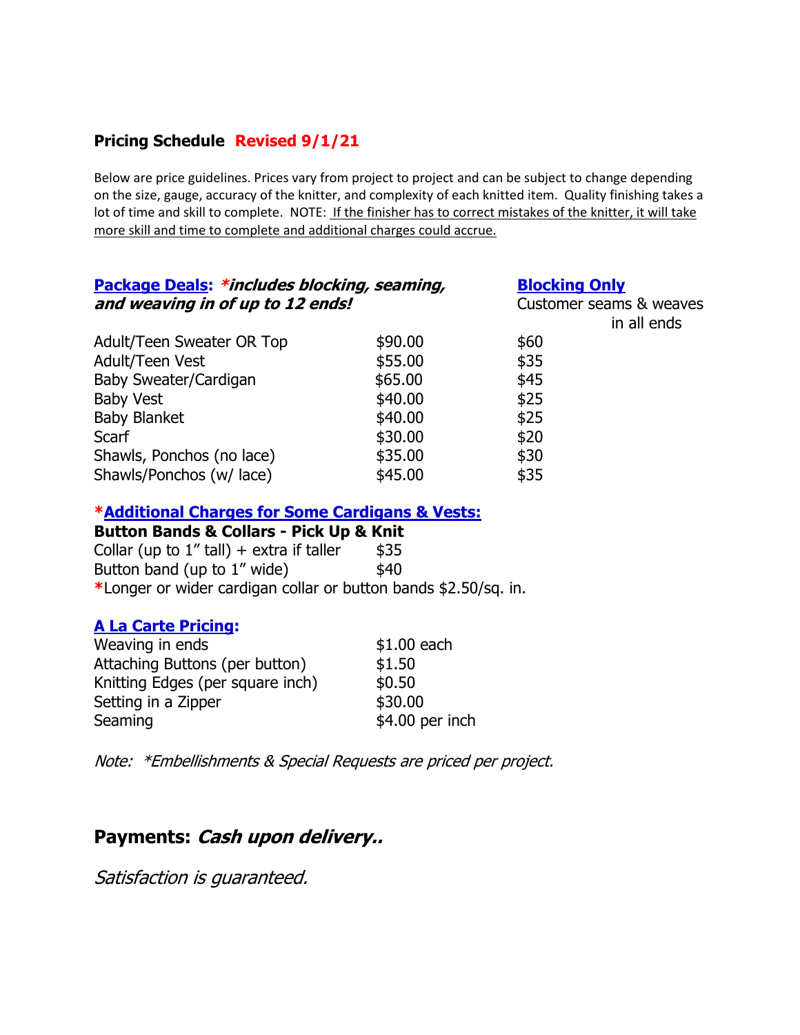**Pricing Schedule** **Revised 9/1/21**

Below are price guidelines. Prices vary from project to project and can be subject to change depending on the size, gauge, accuracy of the knitter, and complexity of each knitted item. Quality finishing takes a lot of time and skill to complete. NOTE: If the finisher has to correct mistakes of the knitter, it will take more skill and time to complete and additional charges could accrue.

| **Package Deals:** ***includes blocking, seaming, and weaving in of up to 12 ends!*** | | **Blocking Only** Customer seams & weaves in all ends |
|---|---|---|
| Adult/Teen Sweater OR Top | $90.00 | $60 |
| Adult/Teen Vest | $55.00 | $35 |
| Baby Sweater/Cardigan | $65.00 | $45 |
| Baby Vest | $40.00 | $25 |
| Baby Blanket | $40.00 | $25 |
| Scarf | $30.00 | $20 |
| Shawls, Ponchos (no lace) | $35.00 | $30 |
| Shawls/Ponchos (w/ lace) | $45.00 | $35 |

***Additional Charges for Some Cardigans & Vests:**

**Button Bands & Collars - Pick Up & Knit**

| | |
|---|---|
| Collar (up to 1" tall) + extra if taller | $35 |
| Button band (up to 1" wide) | $40 |

*Longer or wider cardigan collar or button bands $2.50/sq. in.

**A La Carte Pricing:**

| | |
|---|---|
| Weaving in ends | $1.00 each |
| Attaching Buttons (per button) | $1.50 |
| Knitting Edges (per square inch) | $0.50 |
| Setting in a Zipper | $30.00 |
| Seaming | $4.00 per inch |

*Note: \*Embellishments & Special Requests are priced per project.*

## Payments: *Cash upon delivery..*

*Satisfaction is guaranteed.*